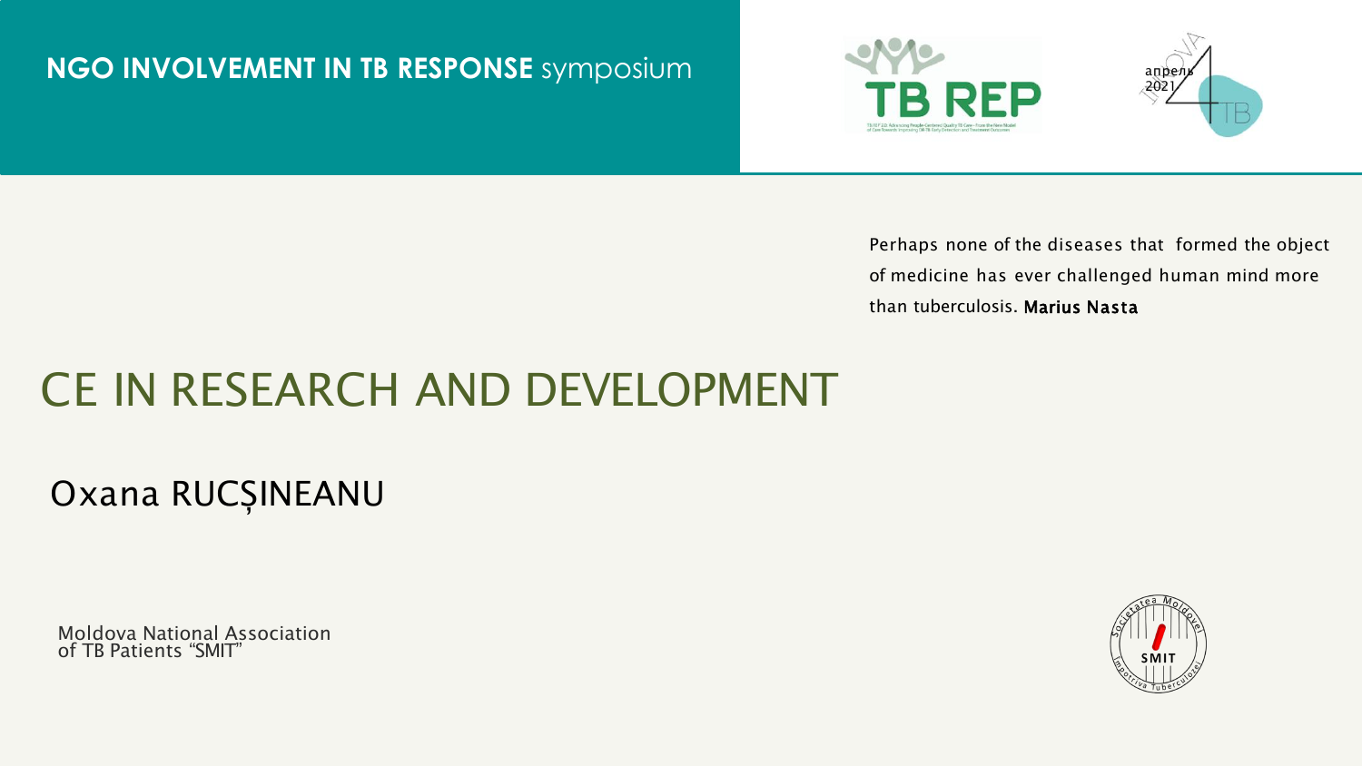**NGO INVOLVEMENT IN TB RESPONSE** symposium

Perhaps none of the diseases that formed the object of medicine has ever challenged human mind more than tuberculosis. **Marius Nasta**

# CE IN RESEARCH AND DEVELOPMENT

## Oxana RUCȘINEANU

Moldova National Association of TB Patients “SMIT”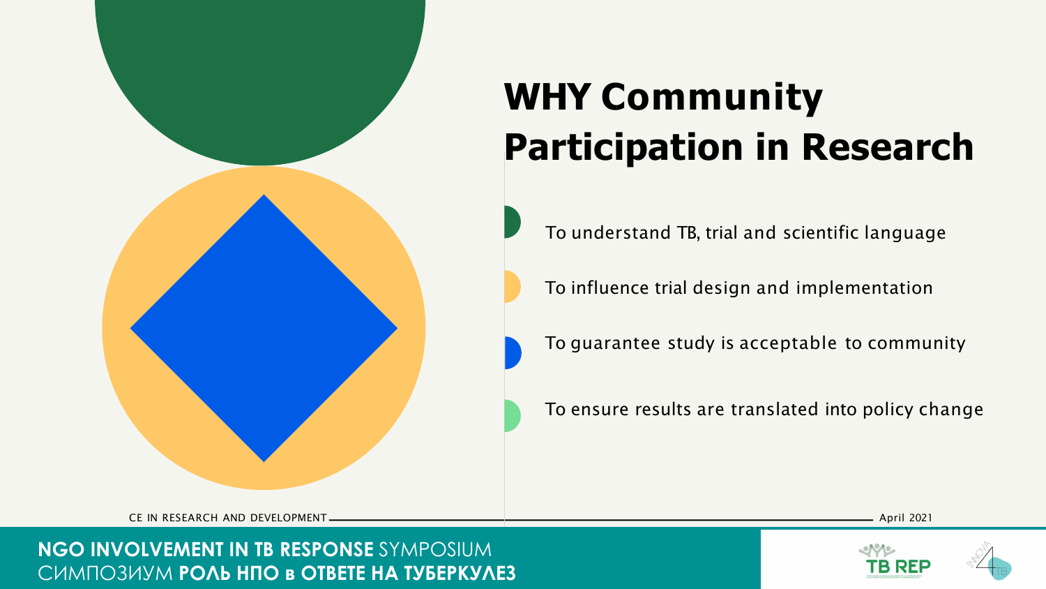# WHY Community Participation in Research

- To understand TB, trial and scientific language
- To influence trial design and implementation
- To guarantee study is acceptable to community
- To ensure results are translated into policy change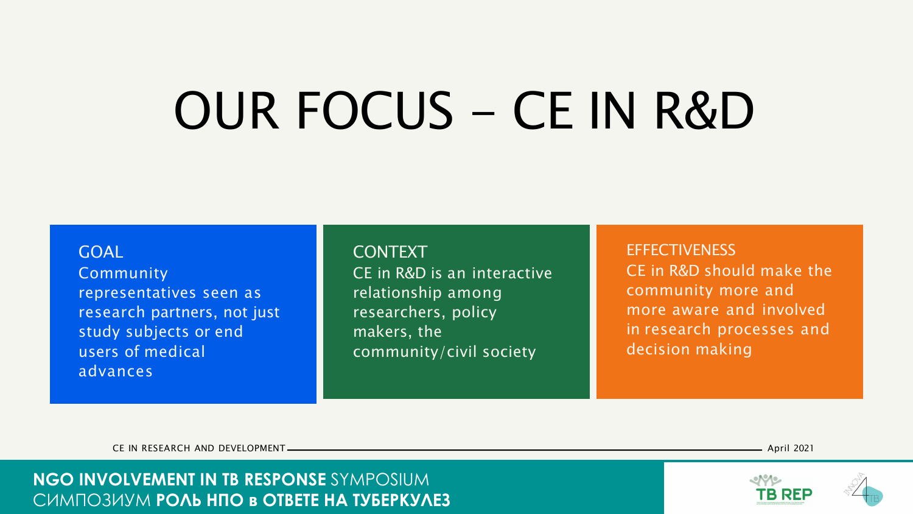# OUR FOCUS – CE IN R&D

**GOAL**
Community representatives seen as research partners, not just study subjects or end users of medical advances

**CONTEXT**
CE in R&D is an interactive relationship among researchers, policy makers, the community/civil society

**EFFECTIVENESS**
CE in R&D should make the community more and more aware and involved in research processes and decision making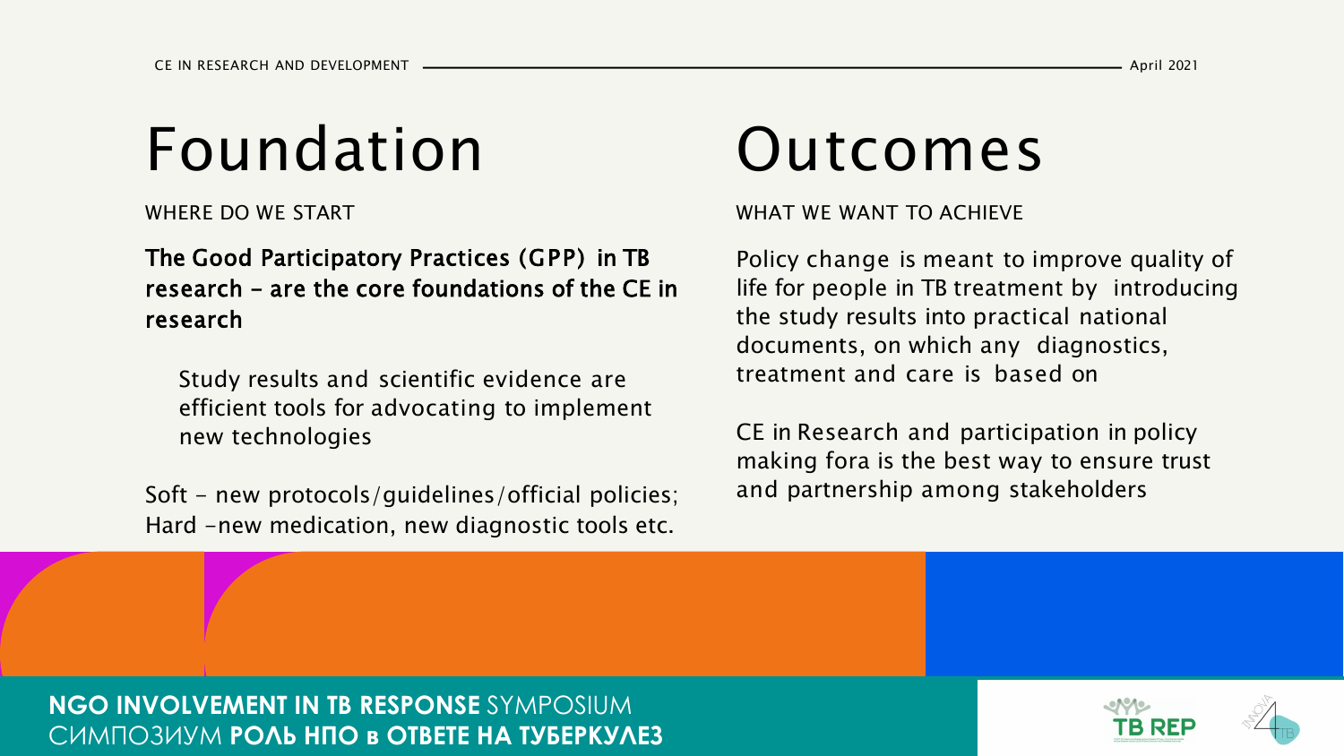# Foundation

WHERE DO WE START

**The Good Participatory Practices (GPP) in TB research – are the core foundations of the CE in research**

Study results and scientific evidence are efficient tools for advocating to implement new technologies

Soft – new protocols/guidelines/official policies;
Hard –new medication, new diagnostic tools etc.

# Outcomes

WHAT WE WANT TO ACHIEVE

Policy change is meant to improve quality of life for people in TB treatment by introducing the study results into practical national documents, on which any diagnostics, treatment and care is based on

CE in Research and participation in policy making fora is the best way to ensure trust and partnership among stakeholders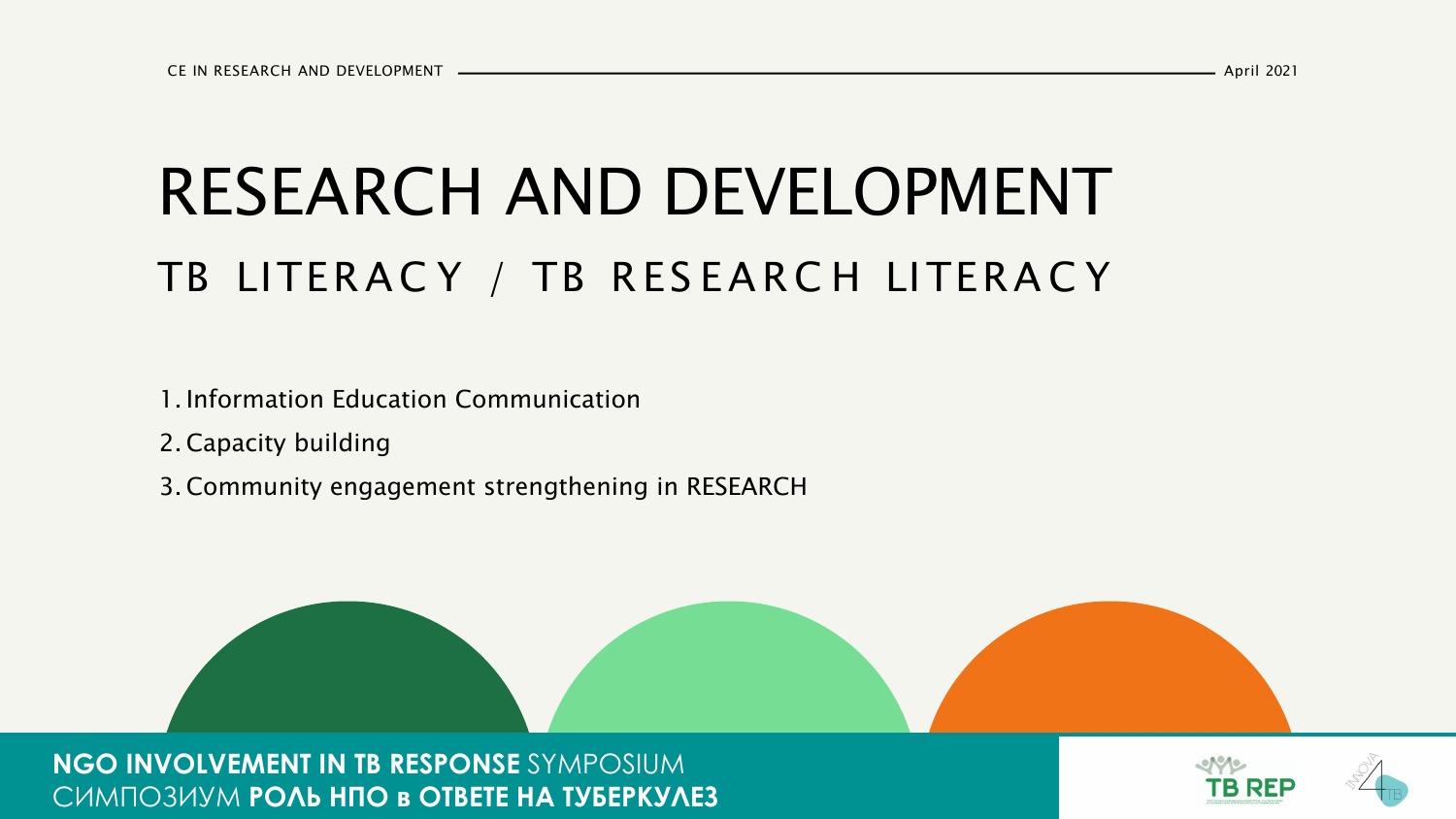# RESEARCH AND DEVELOPMENT

## TB LITERACY / TB RESEARCH LITERACY

1. Information Education Communication
2. Capacity building
3. Community engagement strengthening in RESEARCH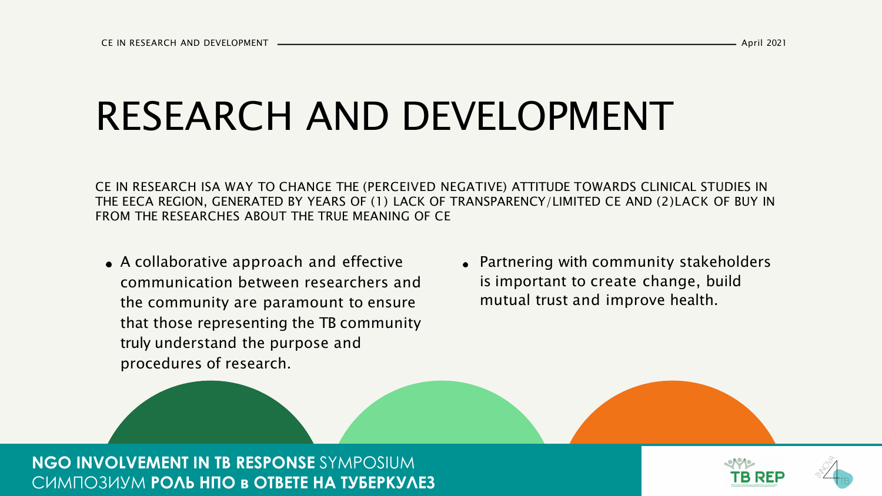# RESEARCH AND DEVELOPMENT

CE IN RESEARCH ISA WAY TO CHANGE THE (PERCEIVED NEGATIVE) ATTITUDE TOWARDS CLINICAL STUDIES IN THE EECA REGION, GENERATED BY YEARS OF (1) LACK OF TRANSPARENCY/LIMITED CE AND (2)LACK OF BUY IN FROM THE RESEARCHES ABOUT THE TRUE MEANING OF CE

- A collaborative approach and effective communication between researchers and the community are paramount to ensure that those representing the TB community truly understand the purpose and procedures of research.
- Partnering with community stakeholders is important to create change, build mutual trust and improve health.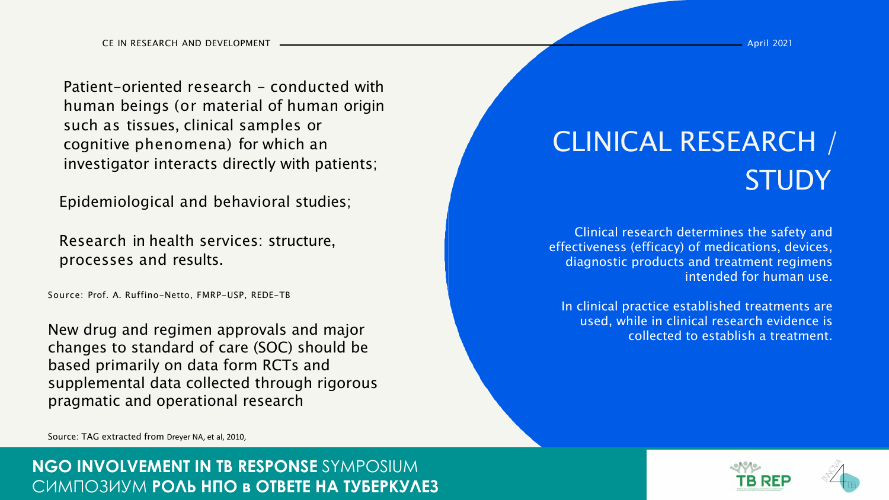# CLINICAL RESEARCH / STUDY

Clinical research determines the safety and effectiveness (efficacy) of medications, devices, diagnostic products and treatment regimens intended for human use.

In clinical practice established treatments are used, while in clinical research evidence is collected to establish a treatment.

Patient-oriented research – conducted with human beings (or material of human origin such as tissues, clinical samples or cognitive phenomena) for which an investigator interacts directly with patients;

Epidemiological and behavioral studies;

Research in health services: structure, processes and results.

Source: Prof. A. Ruffino-Netto, FMRP-USP, REDE-TB

New drug and regimen approvals and major changes to standard of care (SOC) should be based primarily on data form RCTs and supplemental data collected through rigorous pragmatic and operational research

Source: TAG extracted from Dreyer NA, et al, 2010,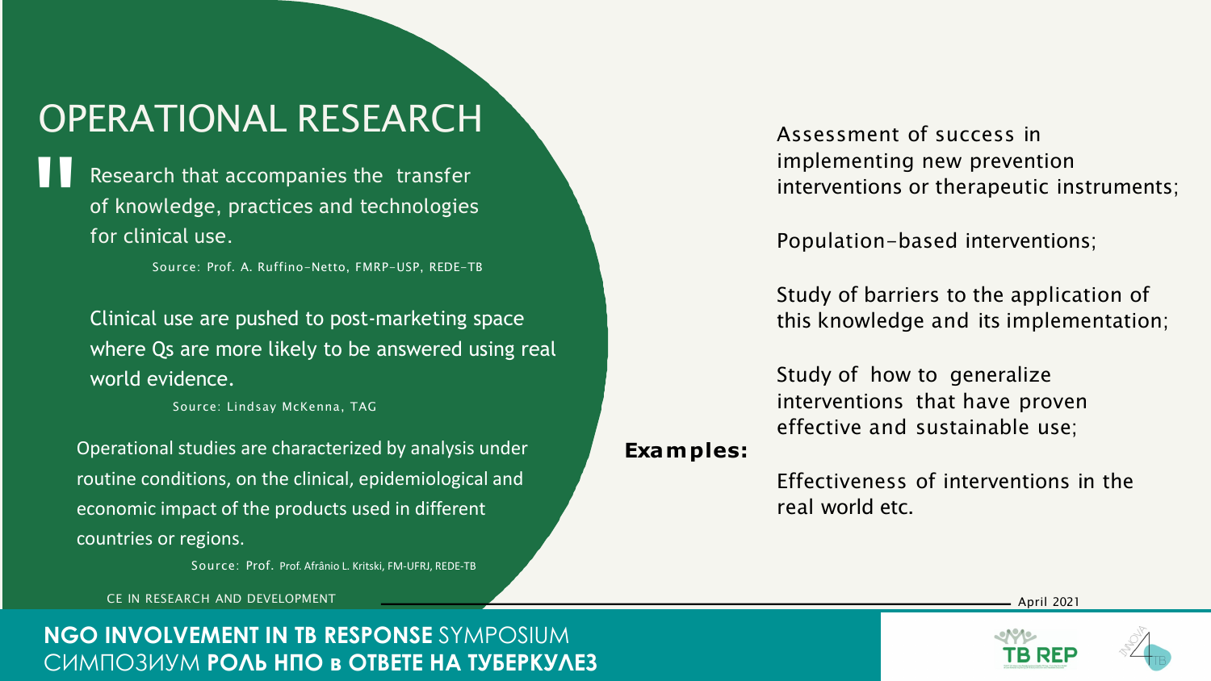# OPERATIONAL RESEARCH

> Research that accompanies the transfer of knowledge, practices and technologies for clinical use.

Source: Prof. A. Ruffino-Netto, FMRP-USP, REDE-TB

Clinical use are pushed to post-marketing space where Qs are more likely to be answered using real world evidence.

Source: Lindsay McKenna, TAG

Operational studies are characterized by analysis under routine conditions, on the clinical, epidemiological and economic impact of the products used in different countries or regions.

Source: Prof. Prof. Afrânio L. Kritski, FM-UFRJ, REDE-TB

**Examples:**

- Assessment of success in implementing new prevention interventions or therapeutic instruments;
- Population-based interventions;
- Study of barriers to the application of this knowledge and its implementation;
- Study of how to generalize interventions that have proven effective and sustainable use;
- Effectiveness of interventions in the real world etc.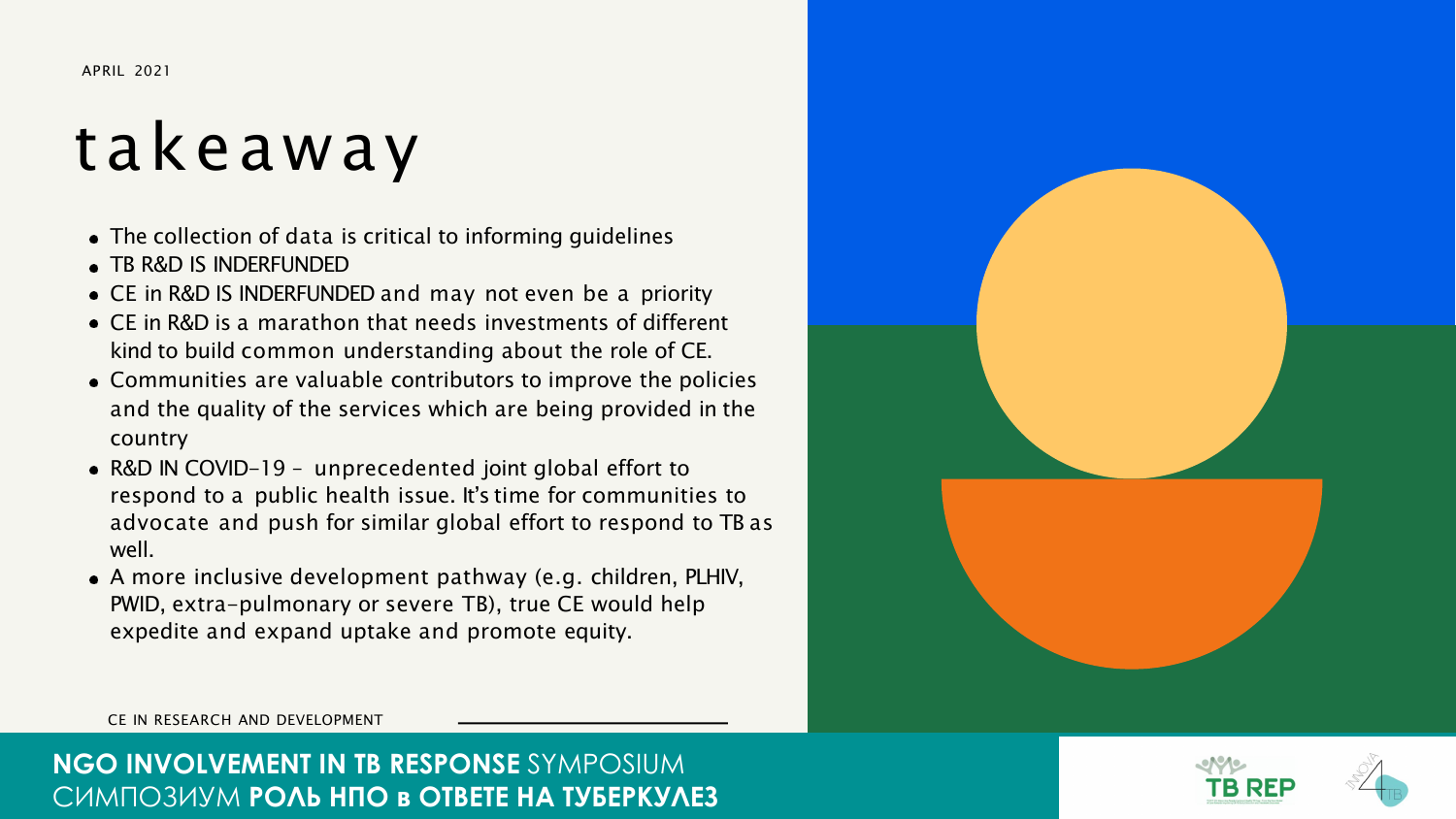APRIL 2021

# takeaway

- The collection of data is critical to informing guidelines
- TB R&D IS INDERFUNDED
- CE in R&D IS INDERFUNDED and may not even be a priority
- CE in R&D is a marathon that needs investments of different kind to build common understanding about the role of CE.
- Communities are valuable contributors to improve the policies and the quality of the services which are being provided in the country
- R&D IN COVID-19 – unprecedented joint global effort to respond to a public health issue. It's time for communities to advocate and push for similar global effort to respond to TB as well.
- A more inclusive development pathway (e.g. children, PLHIV, PWID, extra-pulmonary or severe TB), true CE would help expedite and expand uptake and promote equity.

CE IN RESEARCH AND DEVELOPMENT

**NGO INVOLVEMENT IN TB RESPONSE** SYMPOSIUM
СИМПОЗИУМ **РОЛЬ НПО в ОТВЕТЕ НА ТУБЕРКУЛЕЗ**

TB REP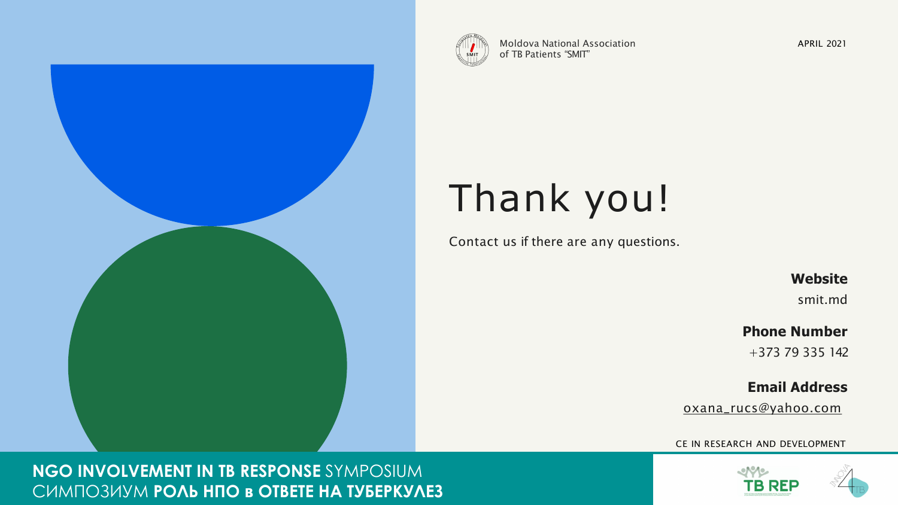Moldova National Association of TB Patients "SMIT"

APRIL 2021

# Thank you!

Contact us if there are any questions.

**Website**

smit.md

**Phone Number**

+373 79 335 142

**Email Address**

oxana_rucs@yahoo.com

CE IN RESEARCH AND DEVELOPMENT

**NGO INVOLVEMENT IN TB RESPONSE** SYMPOSIUM
СИМПОЗИУМ **РОЛЬ НПО в ОТВЕТЕ НА ТУБЕРКУЛЕЗ**

TB REP